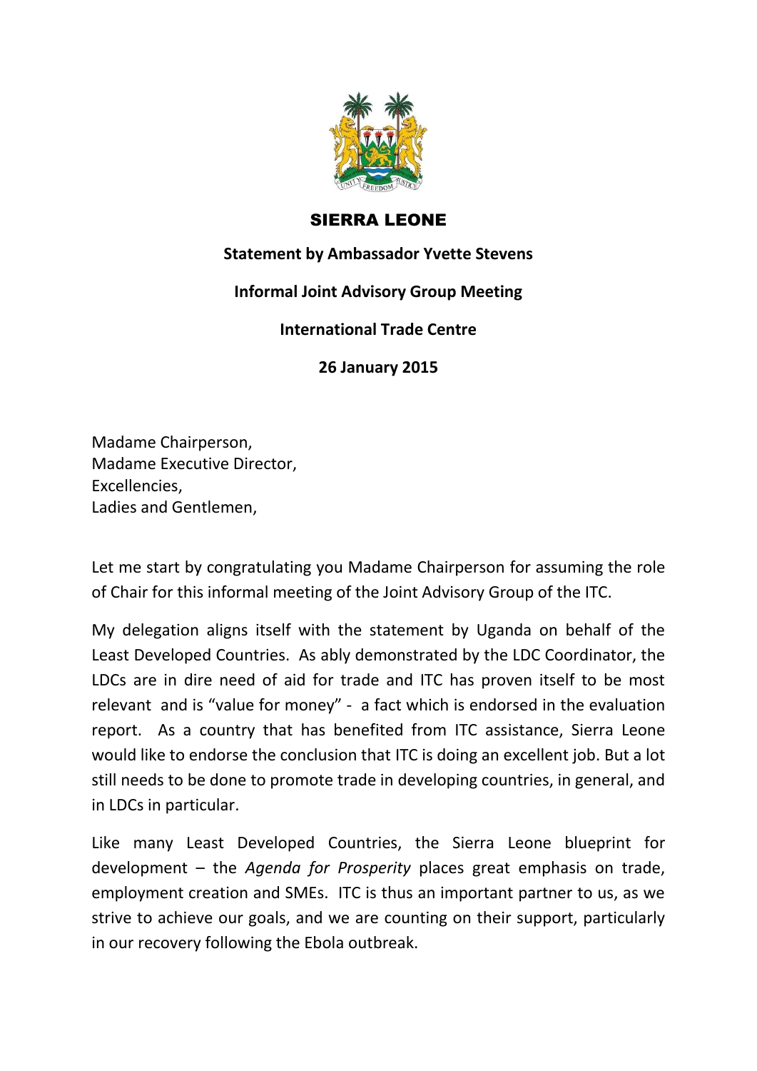# SIERRA LEONE

**Statement by Ambassador Yvette Stevens**

**Informal Joint Advisory Group Meeting**

**International Trade Centre**

**26 January 2015**

Madame Chairperson,
Madame Executive Director,
Excellencies,
Ladies and Gentlemen,

Let me start by congratulating you Madame Chairperson for assuming the role of Chair for this informal meeting of the Joint Advisory Group of the ITC.

My delegation aligns itself with the statement by Uganda on behalf of the Least Developed Countries. As ably demonstrated by the LDC Coordinator, the LDCs are in dire need of aid for trade and ITC has proven itself to be most relevant and is "value for money" - a fact which is endorsed in the evaluation report. As a country that has benefited from ITC assistance, Sierra Leone would like to endorse the conclusion that ITC is doing an excellent job. But a lot still needs to be done to promote trade in developing countries, in general, and in LDCs in particular.

Like many Least Developed Countries, the Sierra Leone blueprint for development – the *Agenda for Prosperity* places great emphasis on trade, employment creation and SMEs. ITC is thus an important partner to us, as we strive to achieve our goals, and we are counting on their support, particularly in our recovery following the Ebola outbreak.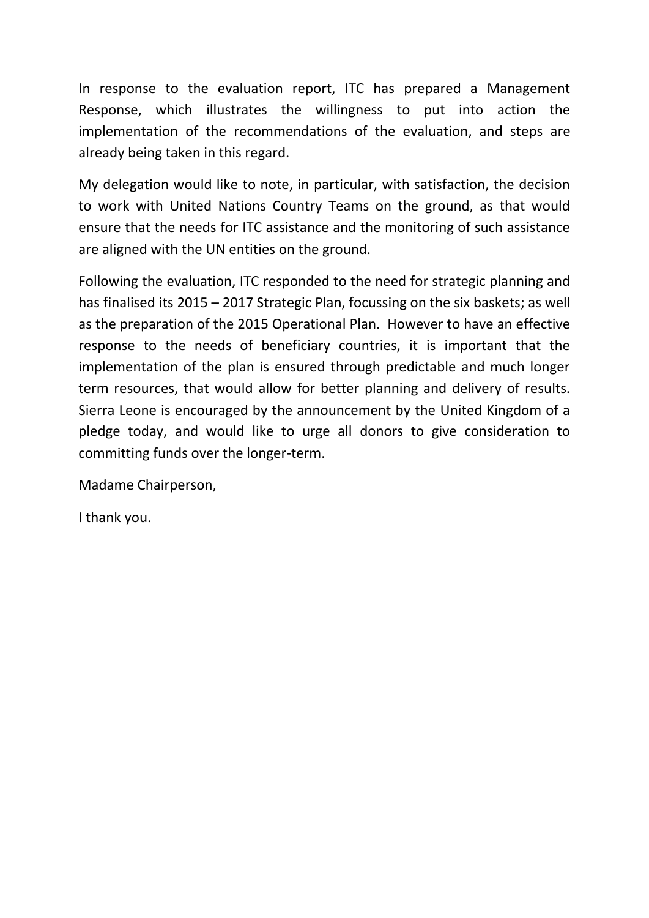In response to the evaluation report, ITC has prepared a Management Response, which illustrates the willingness to put into action the implementation of the recommendations of the evaluation, and steps are already being taken in this regard.

My delegation would like to note, in particular, with satisfaction, the decision to work with United Nations Country Teams on the ground, as that would ensure that the needs for ITC assistance and the monitoring of such assistance are aligned with the UN entities on the ground.

Following the evaluation, ITC responded to the need for strategic planning and has finalised its 2015 – 2017 Strategic Plan, focussing on the six baskets; as well as the preparation of the 2015 Operational Plan. However to have an effective response to the needs of beneficiary countries, it is important that the implementation of the plan is ensured through predictable and much longer term resources, that would allow for better planning and delivery of results. Sierra Leone is encouraged by the announcement by the United Kingdom of a pledge today, and would like to urge all donors to give consideration to committing funds over the longer-term.

Madame Chairperson,

I thank you.